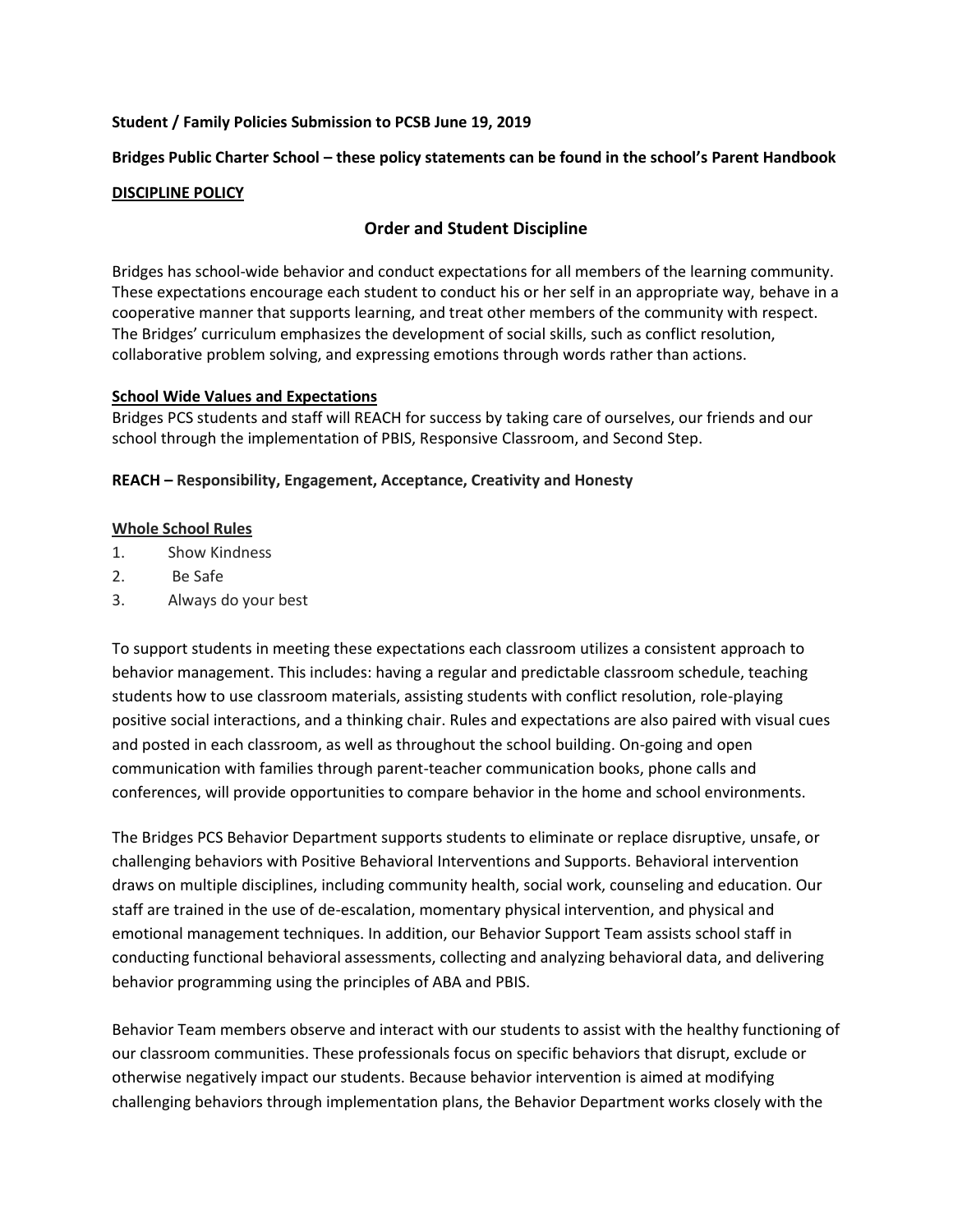**Student / Family Policies Submission to PCSB June 19, 2019**

**Bridges Public Charter School – these policy statements can be found in the school's Parent Handbook**

**DISCIPLINE POLICY**

## Order and Student Discipline

Bridges has school-wide behavior and conduct expectations for all members of the learning community. These expectations encourage each student to conduct his or her self in an appropriate way, behave in a cooperative manner that supports learning, and treat other members of the community with respect. The Bridges' curriculum emphasizes the development of social skills, such as conflict resolution, collaborative problem solving, and expressing emotions through words rather than actions.

**School Wide Values and Expectations**

Bridges PCS students and staff will REACH for success by taking care of ourselves, our friends and our school through the implementation of PBIS, Responsive Classroom, and Second Step.

**REACH – Responsibility, Engagement, Acceptance, Creativity and Honesty**

**Whole School Rules**

1. Show Kindness
2. Be Safe
3. Always do your best

To support students in meeting these expectations each classroom utilizes a consistent approach to behavior management. This includes: having a regular and predictable classroom schedule, teaching students how to use classroom materials, assisting students with conflict resolution, role-playing positive social interactions, and a thinking chair. Rules and expectations are also paired with visual cues and posted in each classroom, as well as throughout the school building. On-going and open communication with families through parent-teacher communication books, phone calls and conferences, will provide opportunities to compare behavior in the home and school environments.

The Bridges PCS Behavior Department supports students to eliminate or replace disruptive, unsafe, or challenging behaviors with Positive Behavioral Interventions and Supports. Behavioral intervention draws on multiple disciplines, including community health, social work, counseling and education. Our staff are trained in the use of de-escalation, momentary physical intervention, and physical and emotional management techniques. In addition, our Behavior Support Team assists school staff in conducting functional behavioral assessments, collecting and analyzing behavioral data, and delivering behavior programming using the principles of ABA and PBIS.

Behavior Team members observe and interact with our students to assist with the healthy functioning of our classroom communities. These professionals focus on specific behaviors that disrupt, exclude or otherwise negatively impact our students. Because behavior intervention is aimed at modifying challenging behaviors through implementation plans, the Behavior Department works closely with the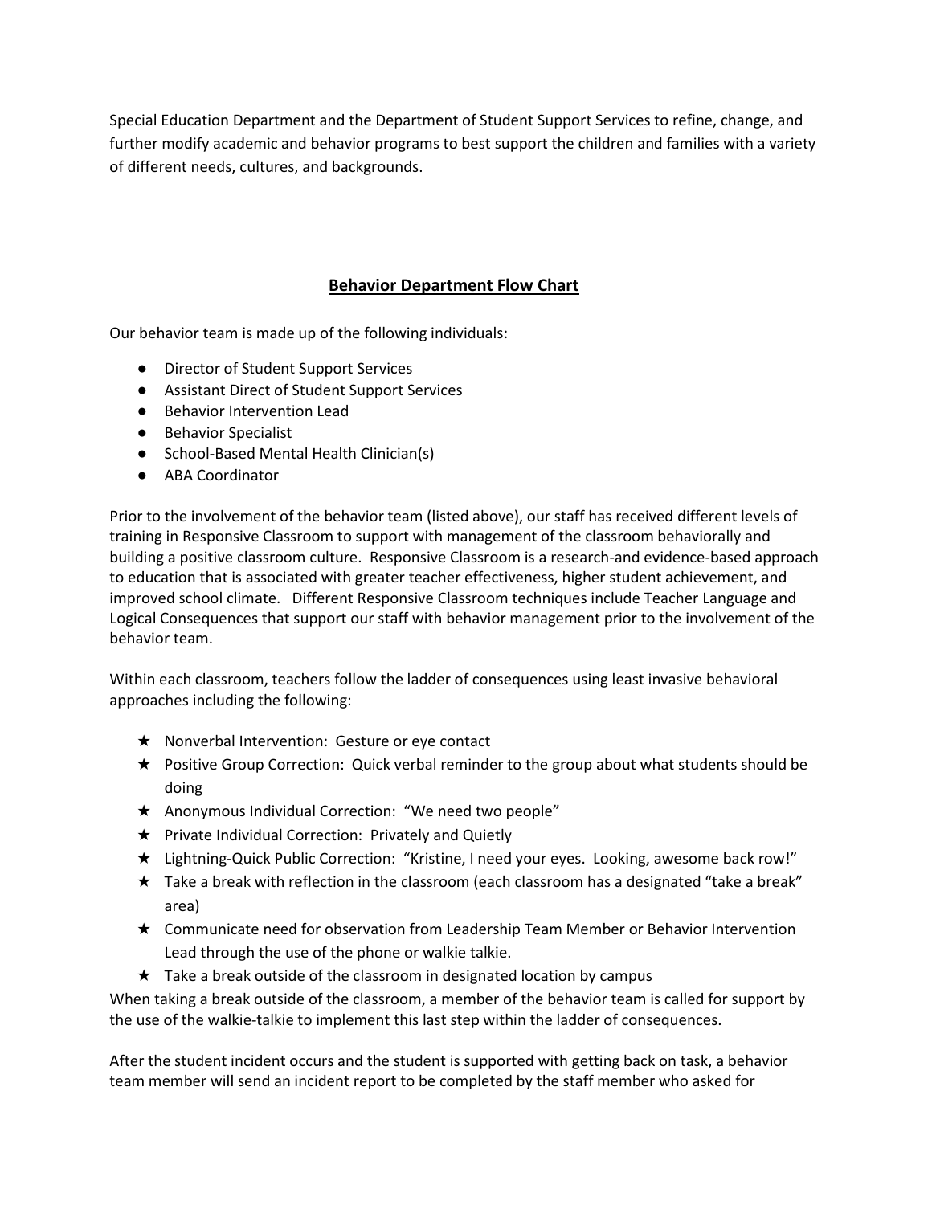Special Education Department and the Department of Student Support Services to refine, change, and further modify academic and behavior programs to best support the children and families with a variety of different needs, cultures, and backgrounds.

## Behavior Department Flow Chart

Our behavior team is made up of the following individuals:

- Director of Student Support Services
- Assistant Direct of Student Support Services
- Behavior Intervention Lead
- Behavior Specialist
- School-Based Mental Health Clinician(s)
- ABA Coordinator

Prior to the involvement of the behavior team (listed above), our staff has received different levels of training in Responsive Classroom to support with management of the classroom behaviorally and building a positive classroom culture. Responsive Classroom is a research-and evidence-based approach to education that is associated with greater teacher effectiveness, higher student achievement, and improved school climate. Different Responsive Classroom techniques include Teacher Language and Logical Consequences that support our staff with behavior management prior to the involvement of the behavior team.

Within each classroom, teachers follow the ladder of consequences using least invasive behavioral approaches including the following:

- ★ Nonverbal Intervention: Gesture or eye contact
- ★ Positive Group Correction: Quick verbal reminder to the group about what students should be doing
- ★ Anonymous Individual Correction: "We need two people"
- ★ Private Individual Correction: Privately and Quietly
- ★ Lightning-Quick Public Correction: "Kristine, I need your eyes. Looking, awesome back row!"
- ★ Take a break with reflection in the classroom (each classroom has a designated "take a break" area)
- ★ Communicate need for observation from Leadership Team Member or Behavior Intervention Lead through the use of the phone or walkie talkie.
- ★ Take a break outside of the classroom in designated location by campus

When taking a break outside of the classroom, a member of the behavior team is called for support by the use of the walkie-talkie to implement this last step within the ladder of consequences.

After the student incident occurs and the student is supported with getting back on task, a behavior team member will send an incident report to be completed by the staff member who asked for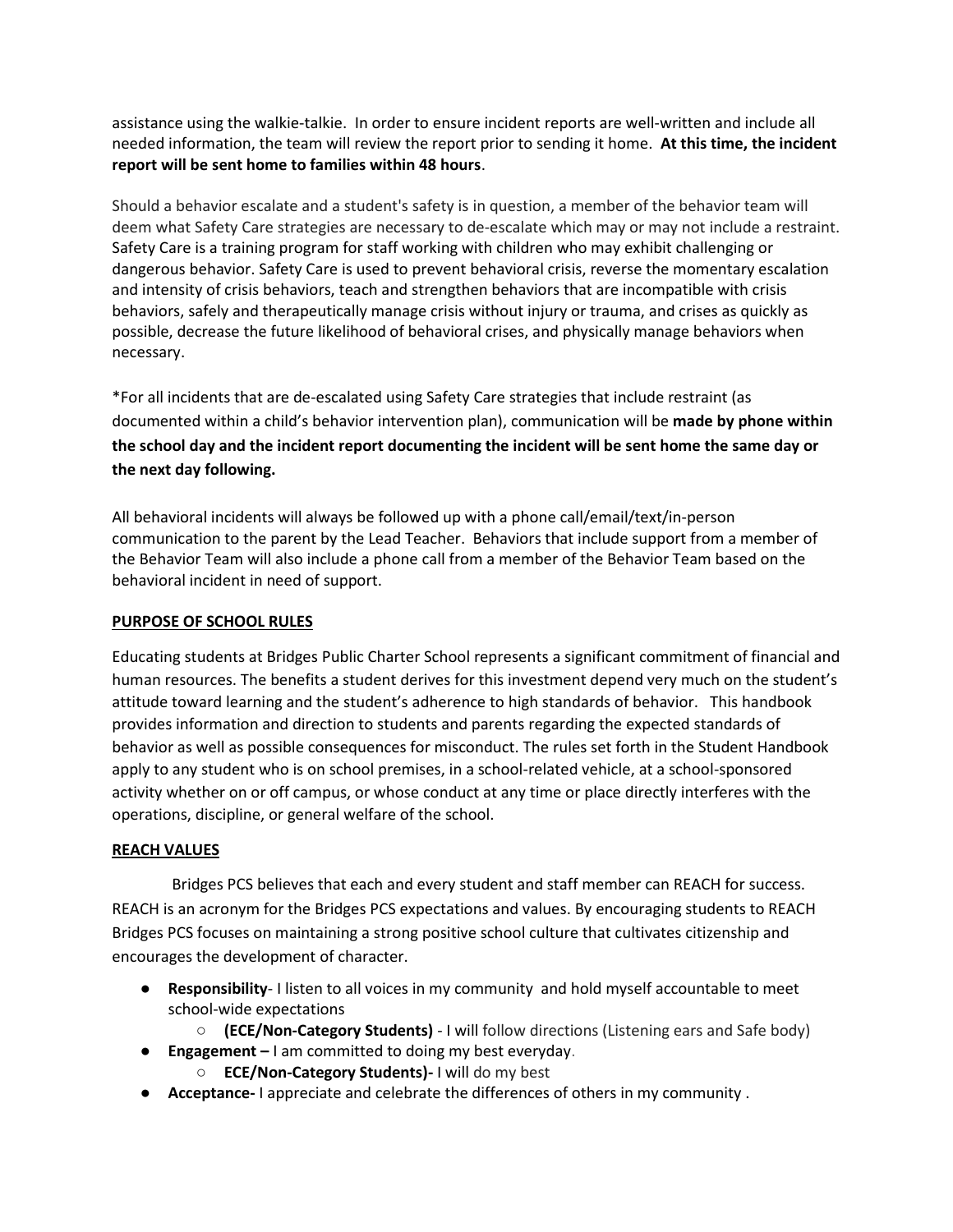assistance using the walkie-talkie. In order to ensure incident reports are well-written and include all needed information, the team will review the report prior to sending it home. **At this time, the incident report will be sent home to families within 48 hours**.

Should a behavior escalate and a student's safety is in question, a member of the behavior team will deem what Safety Care strategies are necessary to de-escalate which may or may not include a restraint. Safety Care is a training program for staff working with children who may exhibit challenging or dangerous behavior. Safety Care is used to prevent behavioral crisis, reverse the momentary escalation and intensity of crisis behaviors, teach and strengthen behaviors that are incompatible with crisis behaviors, safely and therapeutically manage crisis without injury or trauma, and crises as quickly as possible, decrease the future likelihood of behavioral crises, and physically manage behaviors when necessary.

*For all incidents that are de-escalated using Safety Care strategies that include restraint (as documented within a child's behavior intervention plan), communication will be **made by phone within the school day and the incident report documenting the incident will be sent home the same day or the next day following.**

All behavioral incidents will always be followed up with a phone call/email/text/in-person communication to the parent by the Lead Teacher. Behaviors that include support from a member of the Behavior Team will also include a phone call from a member of the Behavior Team based on the behavioral incident in need of support.

## PURPOSE OF SCHOOL RULES

Educating students at Bridges Public Charter School represents a significant commitment of financial and human resources. The benefits a student derives for this investment depend very much on the student's attitude toward learning and the student's adherence to high standards of behavior. This handbook provides information and direction to students and parents regarding the expected standards of behavior as well as possible consequences for misconduct. The rules set forth in the Student Handbook apply to any student who is on school premises, in a school-related vehicle, at a school-sponsored activity whether on or off campus, or whose conduct at any time or place directly interferes with the operations, discipline, or general welfare of the school.

## REACH VALUES

Bridges PCS believes that each and every student and staff member can REACH for success. REACH is an acronym for the Bridges PCS expectations and values. By encouraging students to REACH Bridges PCS focuses on maintaining a strong positive school culture that cultivates citizenship and encourages the development of character.

- **Responsibility**- I listen to all voices in my community and hold myself accountable to meet school-wide expectations
  - **(ECE/Non-Category Students)** - I will follow directions (Listening ears and Safe body)
- **Engagement –** I am committed to doing my best everyday.
  - **ECE/Non-Category Students)-** I will do my best
- **Acceptance-** I appreciate and celebrate the differences of others in my community .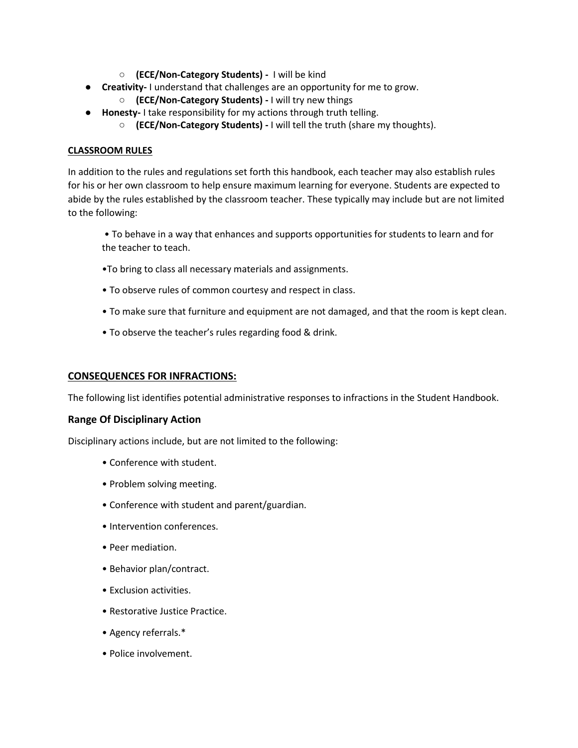- **(ECE/Non-Category Students) -** I will be kind
- **Creativity-** I understand that challenges are an opportunity for me to grow.
  - **(ECE/Non-Category Students) -** I will try new things
- **Honesty-** I take responsibility for my actions through truth telling.
  - **(ECE/Non-Category Students) -** I will tell the truth (share my thoughts).

**CLASSROOM RULES**

In addition to the rules and regulations set forth this handbook, each teacher may also establish rules for his or her own classroom to help ensure maximum learning for everyone. Students are expected to abide by the rules established by the classroom teacher. These typically may include but are not limited to the following:

- To behave in a way that enhances and supports opportunities for students to learn and for the teacher to teach.
- To bring to class all necessary materials and assignments.
- To observe rules of common courtesy and respect in class.
- To make sure that furniture and equipment are not damaged, and that the room is kept clean.
- To observe the teacher's rules regarding food & drink.

## CONSEQUENCES FOR INFRACTIONS:

The following list identifies potential administrative responses to infractions in the Student Handbook.

### Range Of Disciplinary Action

Disciplinary actions include, but are not limited to the following:

- Conference with student.
- Problem solving meeting.
- Conference with student and parent/guardian.
- Intervention conferences.
- Peer mediation.
- Behavior plan/contract.
- Exclusion activities.
- Restorative Justice Practice.
- Agency referrals.*
- Police involvement.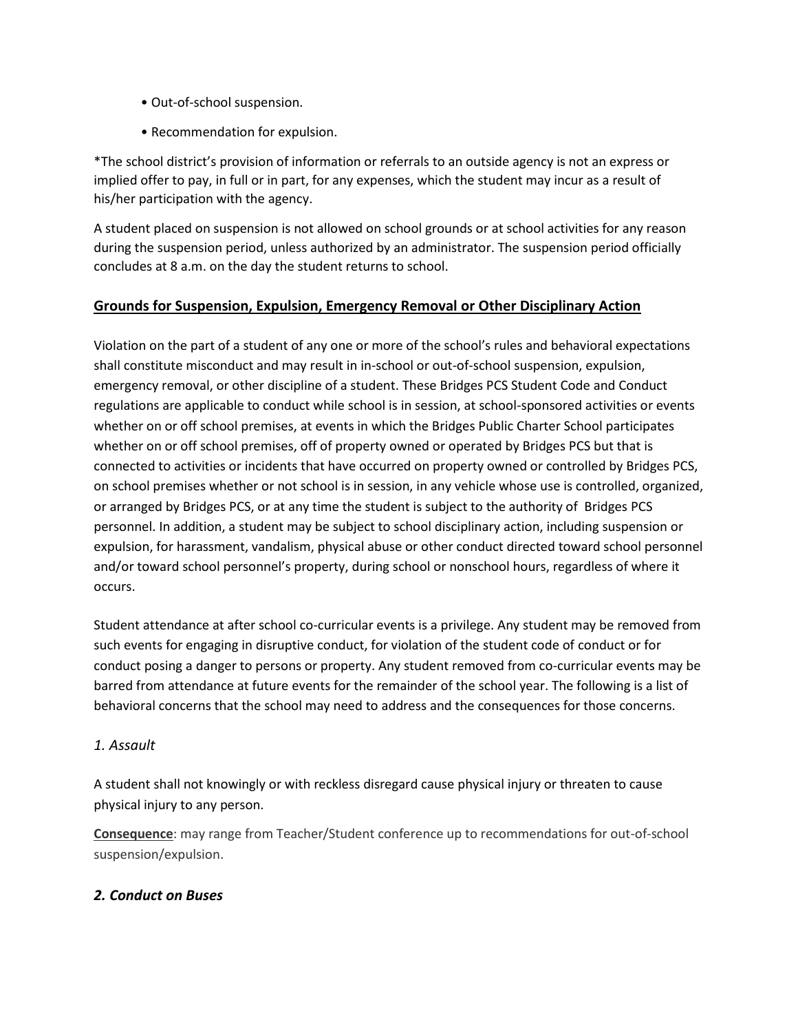- Out-of-school suspension.
- Recommendation for expulsion.

*The school district's provision of information or referrals to an outside agency is not an express or implied offer to pay, in full or in part, for any expenses, which the student may incur as a result of his/her participation with the agency.

A student placed on suspension is not allowed on school grounds or at school activities for any reason during the suspension period, unless authorized by an administrator. The suspension period officially concludes at 8 a.m. on the day the student returns to school.

## Grounds for Suspension, Expulsion, Emergency Removal or Other Disciplinary Action

Violation on the part of a student of any one or more of the school's rules and behavioral expectations shall constitute misconduct and may result in in-school or out-of-school suspension, expulsion, emergency removal, or other discipline of a student. These Bridges PCS Student Code and Conduct regulations are applicable to conduct while school is in session, at school-sponsored activities or events whether on or off school premises, at events in which the Bridges Public Charter School participates whether on or off school premises, off of property owned or operated by Bridges PCS but that is connected to activities or incidents that have occurred on property owned or controlled by Bridges PCS, on school premises whether or not school is in session, in any vehicle whose use is controlled, organized, or arranged by Bridges PCS, or at any time the student is subject to the authority of Bridges PCS personnel. In addition, a student may be subject to school disciplinary action, including suspension or expulsion, for harassment, vandalism, physical abuse or other conduct directed toward school personnel and/or toward school personnel's property, during school or nonschool hours, regardless of where it occurs.

Student attendance at after school co-curricular events is a privilege. Any student may be removed from such events for engaging in disruptive conduct, for violation of the student code of conduct or for conduct posing a danger to persons or property. Any student removed from co-curricular events may be barred from attendance at future events for the remainder of the school year. The following is a list of behavioral concerns that the school may need to address and the consequences for those concerns.

### *1. Assault*

A student shall not knowingly or with reckless disregard cause physical injury or threaten to cause physical injury to any person.

**Consequence**: may range from Teacher/Student conference up to recommendations for out-of-school suspension/expulsion.

### *2. Conduct on Buses*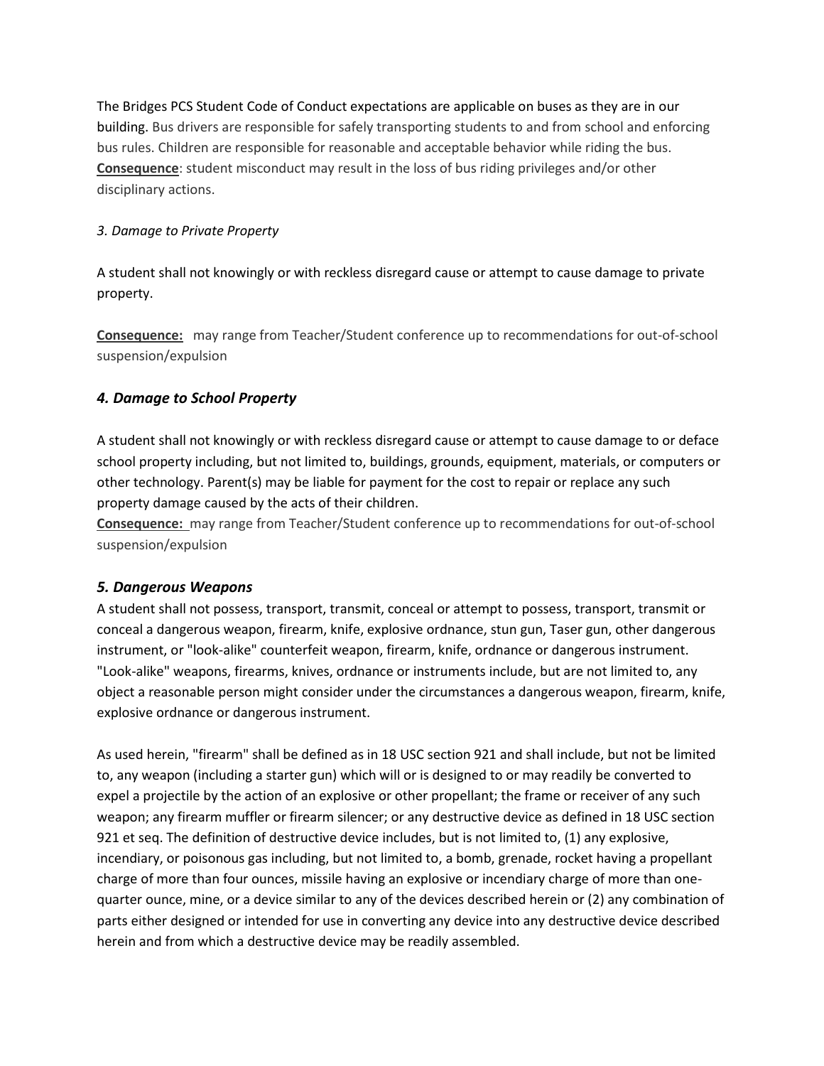The Bridges PCS Student Code of Conduct expectations are applicable on buses as they are in our building. Bus drivers are responsible for safely transporting students to and from school and enforcing bus rules. Children are responsible for reasonable and acceptable behavior while riding the bus. **Consequence**: student misconduct may result in the loss of bus riding privileges and/or other disciplinary actions.

*3. Damage to Private Property*

A student shall not knowingly or with reckless disregard cause or attempt to cause damage to private property.

**Consequence:** may range from Teacher/Student conference up to recommendations for out-of-school suspension/expulsion

### *4. Damage to School Property*

A student shall not knowingly or with reckless disregard cause or attempt to cause damage to or deface school property including, but not limited to, buildings, grounds, equipment, materials, or computers or other technology. Parent(s) may be liable for payment for the cost to repair or replace any such property damage caused by the acts of their children.
**Consequence:** may range from Teacher/Student conference up to recommendations for out-of-school suspension/expulsion

### *5. Dangerous Weapons*

A student shall not possess, transport, transmit, conceal or attempt to possess, transport, transmit or conceal a dangerous weapon, firearm, knife, explosive ordnance, stun gun, Taser gun, other dangerous instrument, or "look-alike" counterfeit weapon, firearm, knife, ordnance or dangerous instrument. "Look-alike" weapons, firearms, knives, ordnance or instruments include, but are not limited to, any object a reasonable person might consider under the circumstances a dangerous weapon, firearm, knife, explosive ordnance or dangerous instrument.

As used herein, "firearm" shall be defined as in 18 USC section 921 and shall include, but not be limited to, any weapon (including a starter gun) which will or is designed to or may readily be converted to expel a projectile by the action of an explosive or other propellant; the frame or receiver of any such weapon; any firearm muffler or firearm silencer; or any destructive device as defined in 18 USC section 921 et seq. The definition of destructive device includes, but is not limited to, (1) any explosive, incendiary, or poisonous gas including, but not limited to, a bomb, grenade, rocket having a propellant charge of more than four ounces, missile having an explosive or incendiary charge of more than one-quarter ounce, mine, or a device similar to any of the devices described herein or (2) any combination of parts either designed or intended for use in converting any device into any destructive device described herein and from which a destructive device may be readily assembled.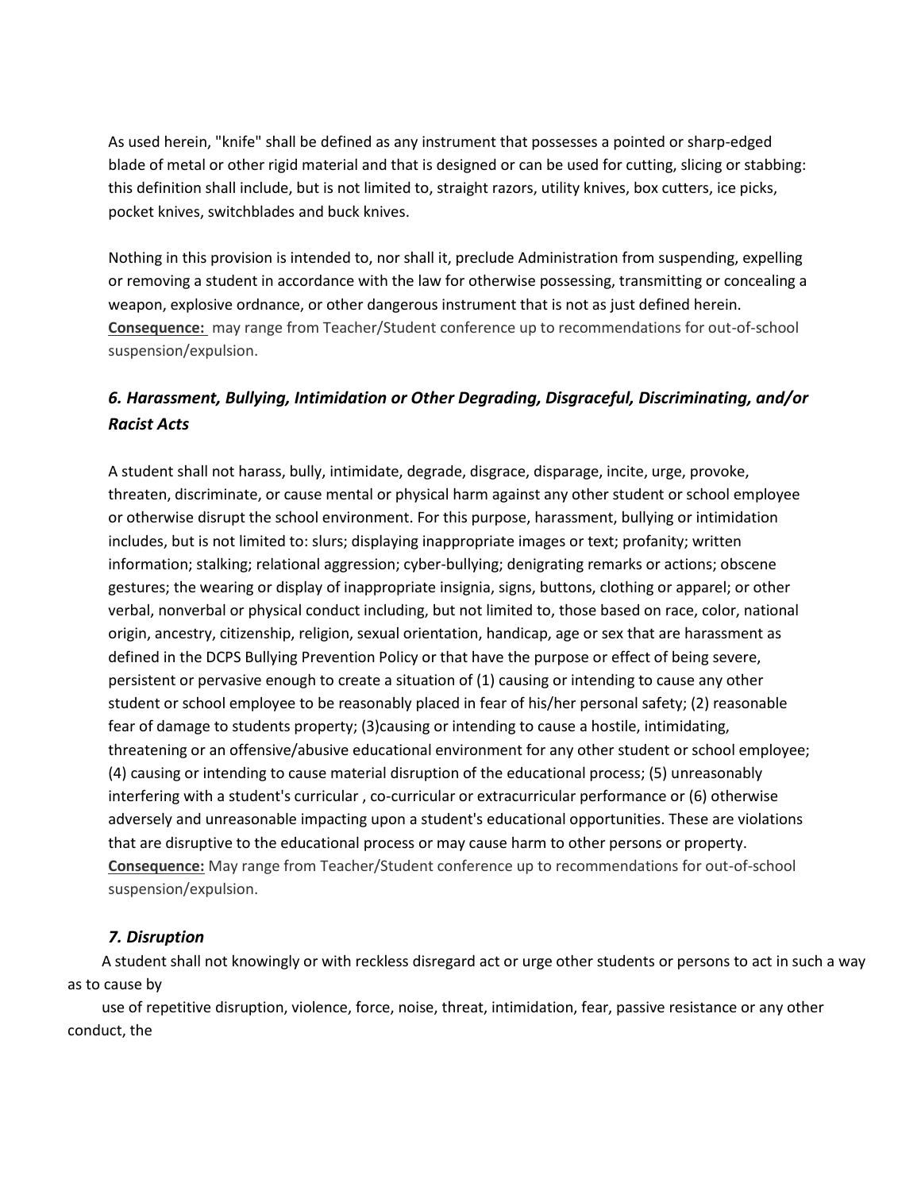As used herein, "knife" shall be defined as any instrument that possesses a pointed or sharp-edged blade of metal or other rigid material and that is designed or can be used for cutting, slicing or stabbing: this definition shall include, but is not limited to, straight razors, utility knives, box cutters, ice picks, pocket knives, switchblades and buck knives.

Nothing in this provision is intended to, nor shall it, preclude Administration from suspending, expelling or removing a student in accordance with the law for otherwise possessing, transmitting or concealing a weapon, explosive ordnance, or other dangerous instrument that is not as just defined herein.
**Consequence:** may range from Teacher/Student conference up to recommendations for out-of-school suspension/expulsion.

### *6. Harassment, Bullying, Intimidation or Other Degrading, Disgraceful, Discriminating, and/or Racist Acts*

A student shall not harass, bully, intimidate, degrade, disgrace, disparage, incite, urge, provoke, threaten, discriminate, or cause mental or physical harm against any other student or school employee or otherwise disrupt the school environment. For this purpose, harassment, bullying or intimidation includes, but is not limited to: slurs; displaying inappropriate images or text; profanity; written information; stalking; relational aggression; cyber-bullying; denigrating remarks or actions; obscene gestures; the wearing or display of inappropriate insignia, signs, buttons, clothing or apparel; or other verbal, nonverbal or physical conduct including, but not limited to, those based on race, color, national origin, ancestry, citizenship, religion, sexual orientation, handicap, age or sex that are harassment as defined in the DCPS Bullying Prevention Policy or that have the purpose or effect of being severe, persistent or pervasive enough to create a situation of (1) causing or intending to cause any other student or school employee to be reasonably placed in fear of his/her personal safety; (2) reasonable fear of damage to students property; (3)causing or intending to cause a hostile, intimidating, threatening or an offensive/abusive educational environment for any other student or school employee; (4) causing or intending to cause material disruption of the educational process; (5) unreasonably interfering with a student's curricular , co-curricular or extracurricular performance or (6) otherwise adversely and unreasonable impacting upon a student's educational opportunities. These are violations that are disruptive to the educational process or may cause harm to other persons or property.
**Consequence:** May range from Teacher/Student conference up to recommendations for out-of-school suspension/expulsion.

### *7. Disruption*

A student shall not knowingly or with reckless disregard act or urge other students or persons to act in such a way as to cause by

use of repetitive disruption, violence, force, noise, threat, intimidation, fear, passive resistance or any other conduct, the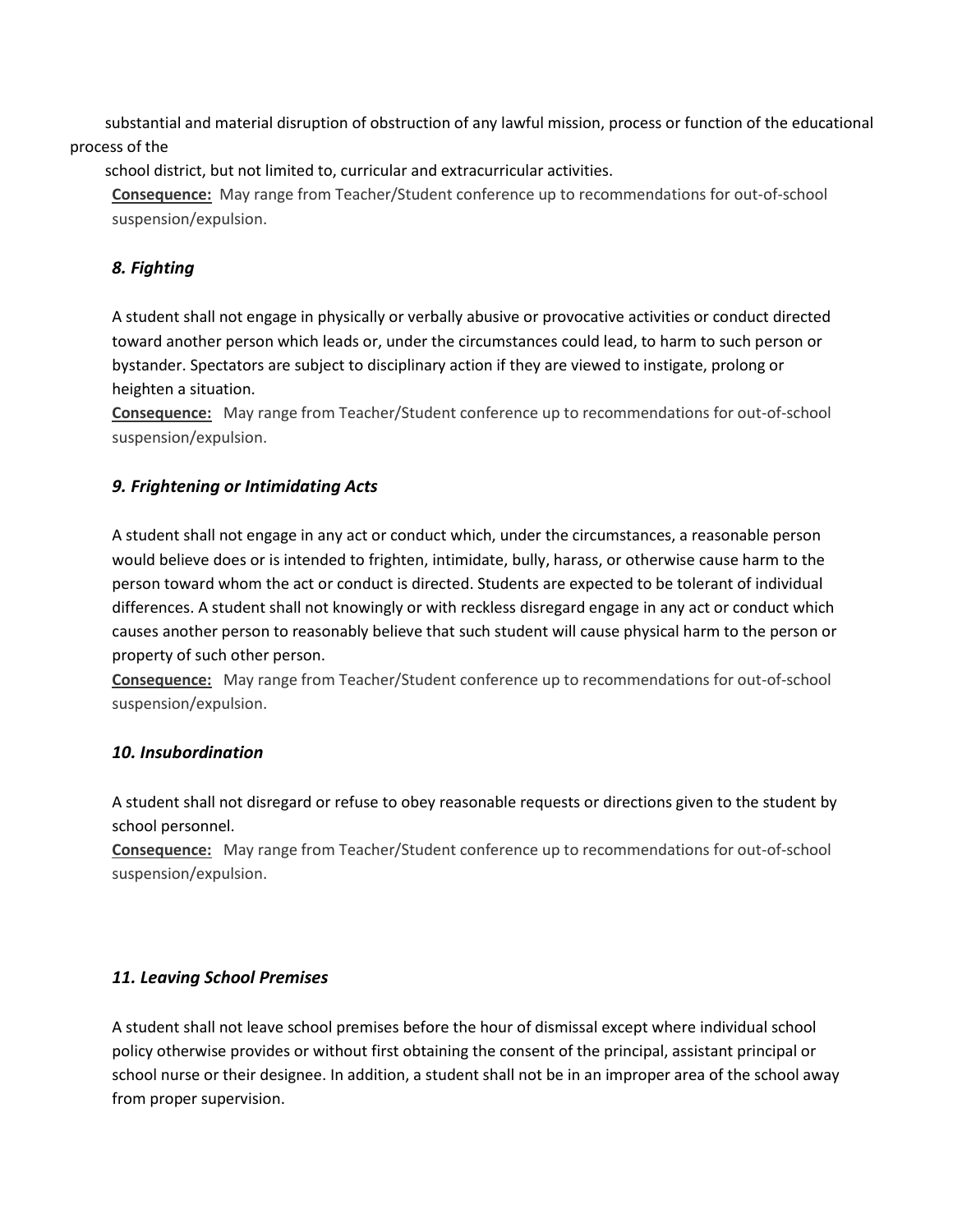substantial and material disruption of obstruction of any lawful mission, process or function of the educational process of the school district, but not limited to, curricular and extracurricular activities.

**Consequence:** May range from Teacher/Student conference up to recommendations for out-of-school suspension/expulsion.

### *8. Fighting*

A student shall not engage in physically or verbally abusive or provocative activities or conduct directed toward another person which leads or, under the circumstances could lead, to harm to such person or bystander. Spectators are subject to disciplinary action if they are viewed to instigate, prolong or heighten a situation.

**Consequence:** May range from Teacher/Student conference up to recommendations for out-of-school suspension/expulsion.

### *9. Frightening or Intimidating Acts*

A student shall not engage in any act or conduct which, under the circumstances, a reasonable person would believe does or is intended to frighten, intimidate, bully, harass, or otherwise cause harm to the person toward whom the act or conduct is directed. Students are expected to be tolerant of individual differences. A student shall not knowingly or with reckless disregard engage in any act or conduct which causes another person to reasonably believe that such student will cause physical harm to the person or property of such other person.

**Consequence:** May range from Teacher/Student conference up to recommendations for out-of-school suspension/expulsion.

### *10. Insubordination*

A student shall not disregard or refuse to obey reasonable requests or directions given to the student by school personnel.

**Consequence:** May range from Teacher/Student conference up to recommendations for out-of-school suspension/expulsion.

### *11. Leaving School Premises*

A student shall not leave school premises before the hour of dismissal except where individual school policy otherwise provides or without first obtaining the consent of the principal, assistant principal or school nurse or their designee. In addition, a student shall not be in an improper area of the school away from proper supervision.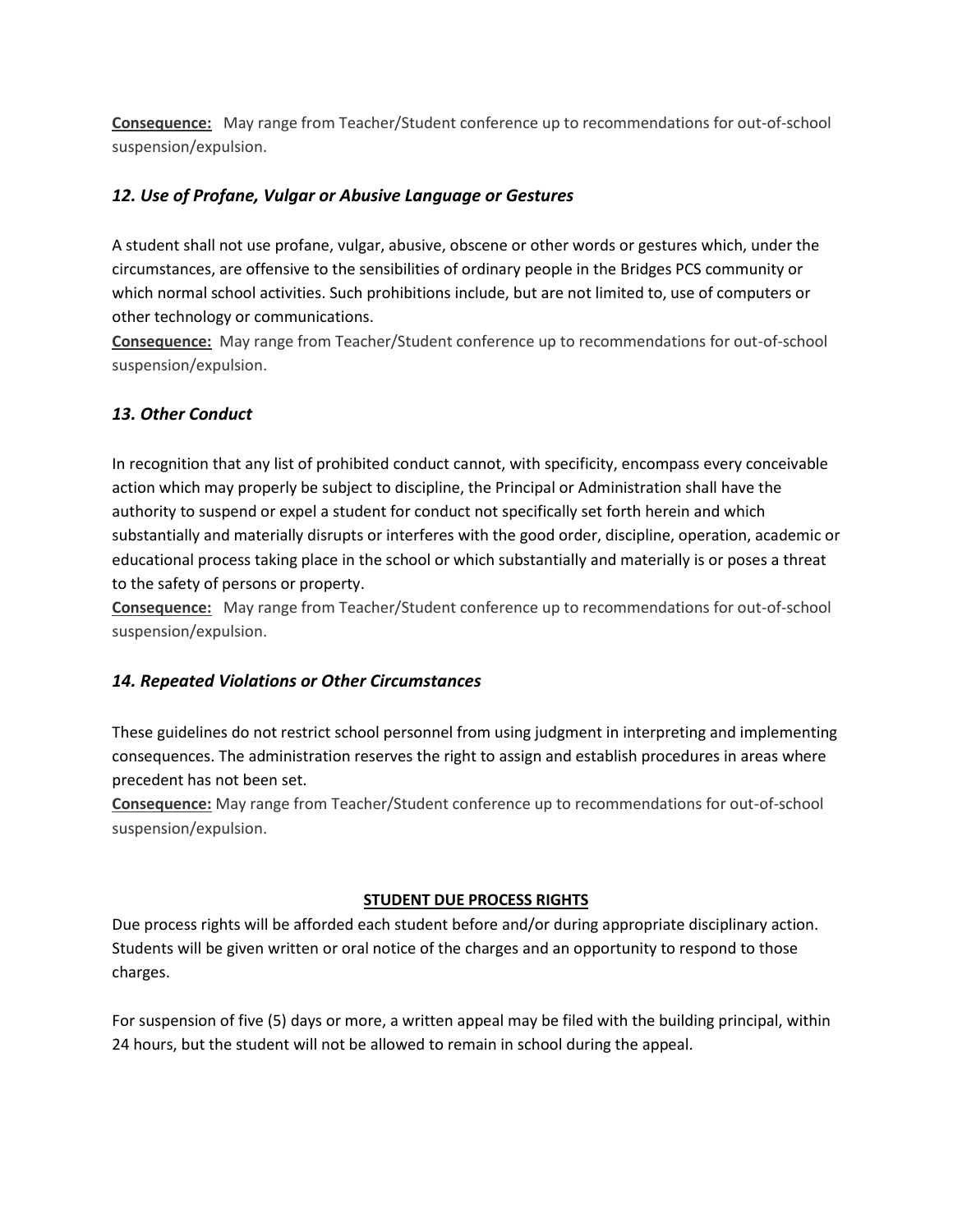**Consequence:** May range from Teacher/Student conference up to recommendations for out-of-school suspension/expulsion.

### *12. Use of Profane, Vulgar or Abusive Language or Gestures*

A student shall not use profane, vulgar, abusive, obscene or other words or gestures which, under the circumstances, are offensive to the sensibilities of ordinary people in the Bridges PCS community or which normal school activities. Such prohibitions include, but are not limited to, use of computers or other technology or communications.

**Consequence:** May range from Teacher/Student conference up to recommendations for out-of-school suspension/expulsion.

### *13. Other Conduct*

In recognition that any list of prohibited conduct cannot, with specificity, encompass every conceivable action which may properly be subject to discipline, the Principal or Administration shall have the authority to suspend or expel a student for conduct not specifically set forth herein and which substantially and materially disrupts or interferes with the good order, discipline, operation, academic or educational process taking place in the school or which substantially and materially is or poses a threat to the safety of persons or property.

**Consequence:** May range from Teacher/Student conference up to recommendations for out-of-school suspension/expulsion.

### *14. Repeated Violations or Other Circumstances*

These guidelines do not restrict school personnel from using judgment in interpreting and implementing consequences. The administration reserves the right to assign and establish procedures in areas where precedent has not been set.

**Consequence:** May range from Teacher/Student conference up to recommendations for out-of-school suspension/expulsion.

## STUDENT DUE PROCESS RIGHTS

Due process rights will be afforded each student before and/or during appropriate disciplinary action. Students will be given written or oral notice of the charges and an opportunity to respond to those charges.

For suspension of five (5) days or more, a written appeal may be filed with the building principal, within 24 hours, but the student will not be allowed to remain in school during the appeal.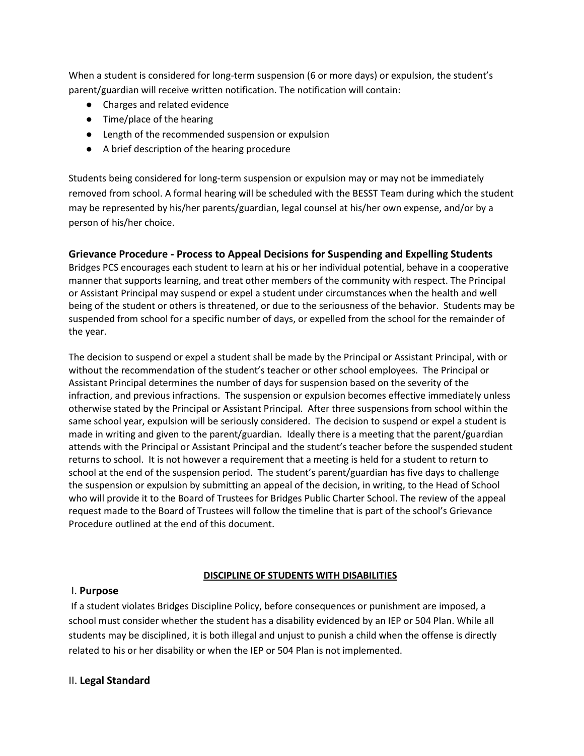When a student is considered for long-term suspension (6 or more days) or expulsion, the student's parent/guardian will receive written notification. The notification will contain:

- Charges and related evidence
- Time/place of the hearing
- Length of the recommended suspension or expulsion
- A brief description of the hearing procedure

Students being considered for long-term suspension or expulsion may or may not be immediately removed from school. A formal hearing will be scheduled with the BESST Team during which the student may be represented by his/her parents/guardian, legal counsel at his/her own expense, and/or by a person of his/her choice.

### Grievance Procedure - Process to Appeal Decisions for Suspending and Expelling Students

Bridges PCS encourages each student to learn at his or her individual potential, behave in a cooperative manner that supports learning, and treat other members of the community with respect. The Principal or Assistant Principal may suspend or expel a student under circumstances when the health and well being of the student or others is threatened, or due to the seriousness of the behavior. Students may be suspended from school for a specific number of days, or expelled from the school for the remainder of the year.

The decision to suspend or expel a student shall be made by the Principal or Assistant Principal, with or without the recommendation of the student's teacher or other school employees. The Principal or Assistant Principal determines the number of days for suspension based on the severity of the infraction, and previous infractions. The suspension or expulsion becomes effective immediately unless otherwise stated by the Principal or Assistant Principal. After three suspensions from school within the same school year, expulsion will be seriously considered. The decision to suspend or expel a student is made in writing and given to the parent/guardian. Ideally there is a meeting that the parent/guardian attends with the Principal or Assistant Principal and the student's teacher before the suspended student returns to school. It is not however a requirement that a meeting is held for a student to return to school at the end of the suspension period. The student's parent/guardian has five days to challenge the suspension or expulsion by submitting an appeal of the decision, in writing, to the Head of School who will provide it to the Board of Trustees for Bridges Public Charter School. The review of the appeal request made to the Board of Trustees will follow the timeline that is part of the school's Grievance Procedure outlined at the end of this document.

## DISCIPLINE OF STUDENTS WITH DISABILITIES

### I. Purpose

If a student violates Bridges Discipline Policy, before consequences or punishment are imposed, a school must consider whether the student has a disability evidenced by an IEP or 504 Plan. While all students may be disciplined, it is both illegal and unjust to punish a child when the offense is directly related to his or her disability or when the IEP or 504 Plan is not implemented.

### II. Legal Standard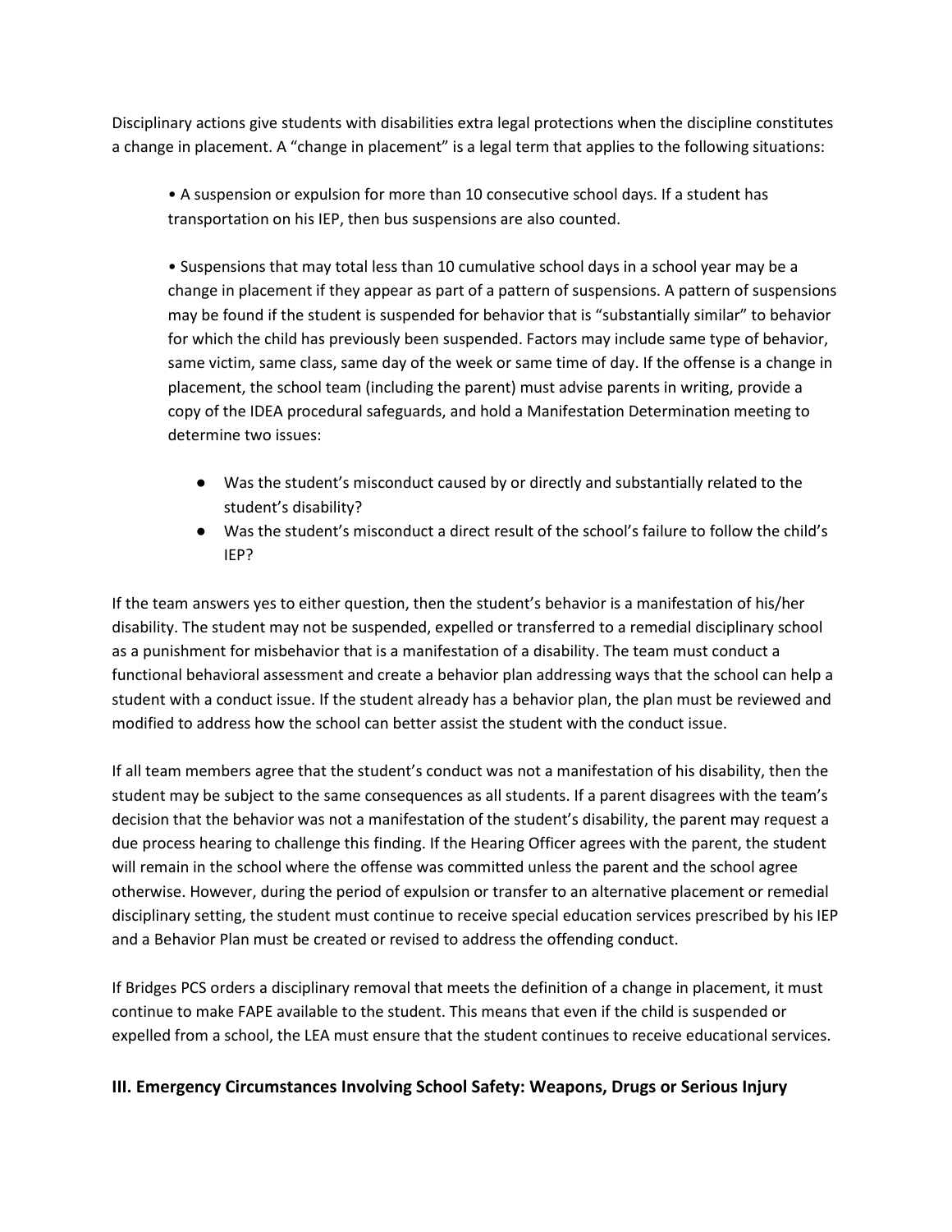Disciplinary actions give students with disabilities extra legal protections when the discipline constitutes a change in placement. A "change in placement" is a legal term that applies to the following situations:

- A suspension or expulsion for more than 10 consecutive school days. If a student has transportation on his IEP, then bus suspensions are also counted.

- Suspensions that may total less than 10 cumulative school days in a school year may be a change in placement if they appear as part of a pattern of suspensions. A pattern of suspensions may be found if the student is suspended for behavior that is "substantially similar" to behavior for which the child has previously been suspended. Factors may include same type of behavior, same victim, same class, same day of the week or same time of day. If the offense is a change in placement, the school team (including the parent) must advise parents in writing, provide a copy of the IDEA procedural safeguards, and hold a Manifestation Determination meeting to determine two issues:

    - Was the student's misconduct caused by or directly and substantially related to the student's disability?
    - Was the student's misconduct a direct result of the school's failure to follow the child's IEP?

If the team answers yes to either question, then the student's behavior is a manifestation of his/her disability. The student may not be suspended, expelled or transferred to a remedial disciplinary school as a punishment for misbehavior that is a manifestation of a disability. The team must conduct a functional behavioral assessment and create a behavior plan addressing ways that the school can help a student with a conduct issue. If the student already has a behavior plan, the plan must be reviewed and modified to address how the school can better assist the student with the conduct issue.

If all team members agree that the student's conduct was not a manifestation of his disability, then the student may be subject to the same consequences as all students. If a parent disagrees with the team's decision that the behavior was not a manifestation of the student's disability, the parent may request a due process hearing to challenge this finding. If the Hearing Officer agrees with the parent, the student will remain in the school where the offense was committed unless the parent and the school agree otherwise. However, during the period of expulsion or transfer to an alternative placement or remedial disciplinary setting, the student must continue to receive special education services prescribed by his IEP and a Behavior Plan must be created or revised to address the offending conduct.

If Bridges PCS orders a disciplinary removal that meets the definition of a change in placement, it must continue to make FAPE available to the student. This means that even if the child is suspended or expelled from a school, the LEA must ensure that the student continues to receive educational services.

## III. Emergency Circumstances Involving School Safety: Weapons, Drugs or Serious Injury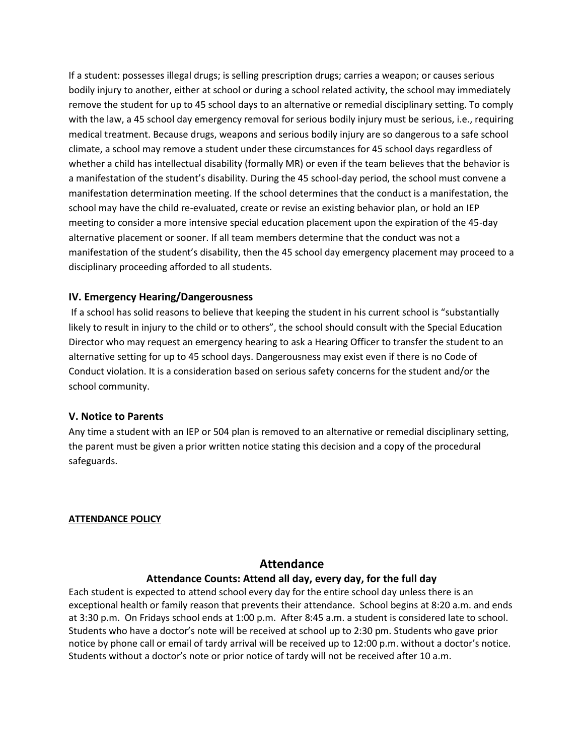If a student: possesses illegal drugs; is selling prescription drugs; carries a weapon; or causes serious bodily injury to another, either at school or during a school related activity, the school may immediately remove the student for up to 45 school days to an alternative or remedial disciplinary setting. To comply with the law, a 45 school day emergency removal for serious bodily injury must be serious, i.e., requiring medical treatment. Because drugs, weapons and serious bodily injury are so dangerous to a safe school climate, a school may remove a student under these circumstances for 45 school days regardless of whether a child has intellectual disability (formally MR) or even if the team believes that the behavior is a manifestation of the student's disability. During the 45 school-day period, the school must convene a manifestation determination meeting. If the school determines that the conduct is a manifestation, the school may have the child re-evaluated, create or revise an existing behavior plan, or hold an IEP meeting to consider a more intensive special education placement upon the expiration of the 45-day alternative placement or sooner. If all team members determine that the conduct was not a manifestation of the student's disability, then the 45 school day emergency placement may proceed to a disciplinary proceeding afforded to all students.

### IV. Emergency Hearing/Dangerousness

If a school has solid reasons to believe that keeping the student in his current school is "substantially likely to result in injury to the child or to others", the school should consult with the Special Education Director who may request an emergency hearing to ask a Hearing Officer to transfer the student to an alternative setting for up to 45 school days. Dangerousness may exist even if there is no Code of Conduct violation. It is a consideration based on serious safety concerns for the student and/or the school community.

### V. Notice to Parents

Any time a student with an IEP or 504 plan is removed to an alternative or remedial disciplinary setting, the parent must be given a prior written notice stating this decision and a copy of the procedural safeguards.

**ATTENDANCE POLICY**

## Attendance

### Attendance Counts: Attend all day, every day, for the full day

Each student is expected to attend school every day for the entire school day unless there is an exceptional health or family reason that prevents their attendance. School begins at 8:20 a.m. and ends at 3:30 p.m. On Fridays school ends at 1:00 p.m. After 8:45 a.m. a student is considered late to school. Students who have a doctor's note will be received at school up to 2:30 pm. Students who gave prior notice by phone call or email of tardy arrival will be received up to 12:00 p.m. without a doctor's notice. Students without a doctor's note or prior notice of tardy will not be received after 10 a.m.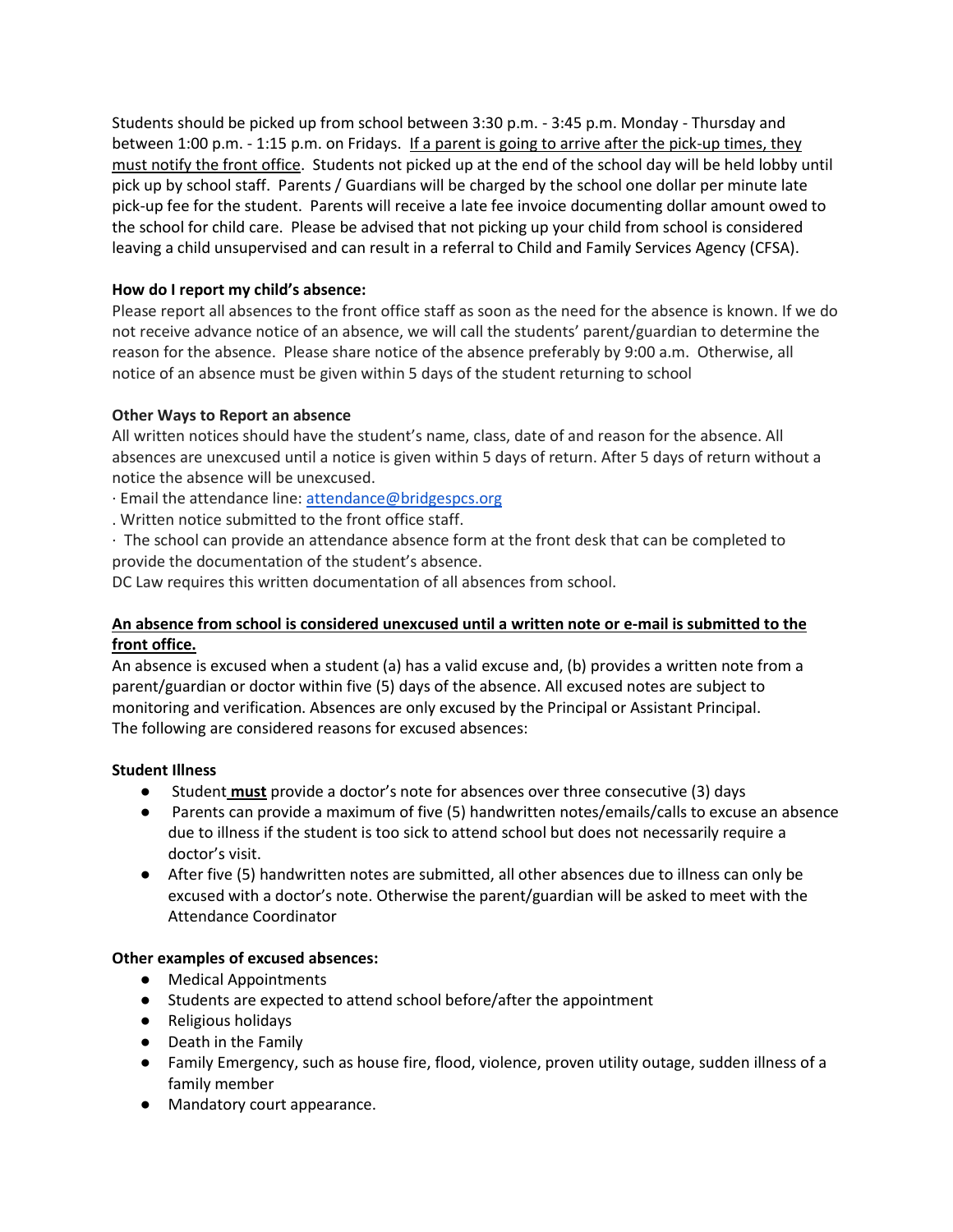Students should be picked up from school between 3:30 p.m. - 3:45 p.m. Monday - Thursday and between 1:00 p.m. - 1:15 p.m. on Fridays. <u>If a parent is going to arrive after the pick-up times, they must notify the front office</u>. Students not picked up at the end of the school day will be held lobby until pick up by school staff. Parents / Guardians will be charged by the school one dollar per minute late pick-up fee for the student. Parents will receive a late fee invoice documenting dollar amount owed to the school for child care. Please be advised that not picking up your child from school is considered leaving a child unsupervised and can result in a referral to Child and Family Services Agency (CFSA).

**How do I report my child's absence:**

Please report all absences to the front office staff as soon as the need for the absence is known. If we do not receive advance notice of an absence, we will call the students' parent/guardian to determine the reason for the absence. Please share notice of the absence preferably by 9:00 a.m. Otherwise, all notice of an absence must be given within 5 days of the student returning to school

**Other Ways to Report an absence**

All written notices should have the student's name, class, date of and reason for the absence. All absences are unexcused until a notice is given within 5 days of return. After 5 days of return without a notice the absence will be unexcused.

· Email the attendance line: attendance@bridgespcs.org

. Written notice submitted to the front office staff.

· The school can provide an attendance absence form at the front desk that can be completed to provide the documentation of the student's absence.

DC Law requires this written documentation of all absences from school.

**<u>An absence from school is considered unexcused until a written note or e-mail is submitted to the front office.</u>**

An absence is excused when a student (a) has a valid excuse and, (b) provides a written note from a parent/guardian or doctor within five (5) days of the absence. All excused notes are subject to monitoring and verification. Absences are only excused by the Principal or Assistant Principal.

The following are considered reasons for excused absences:

**Student Illness**

- Student **<u>must</u>** provide a doctor's note for absences over three consecutive (3) days
- Parents can provide a maximum of five (5) handwritten notes/emails/calls to excuse an absence due to illness if the student is too sick to attend school but does not necessarily require a doctor's visit.
- After five (5) handwritten notes are submitted, all other absences due to illness can only be excused with a doctor's note. Otherwise the parent/guardian will be asked to meet with the Attendance Coordinator

**Other examples of excused absences:**

- Medical Appointments
- Students are expected to attend school before/after the appointment
- Religious holidays
- Death in the Family
- Family Emergency, such as house fire, flood, violence, proven utility outage, sudden illness of a family member
- Mandatory court appearance.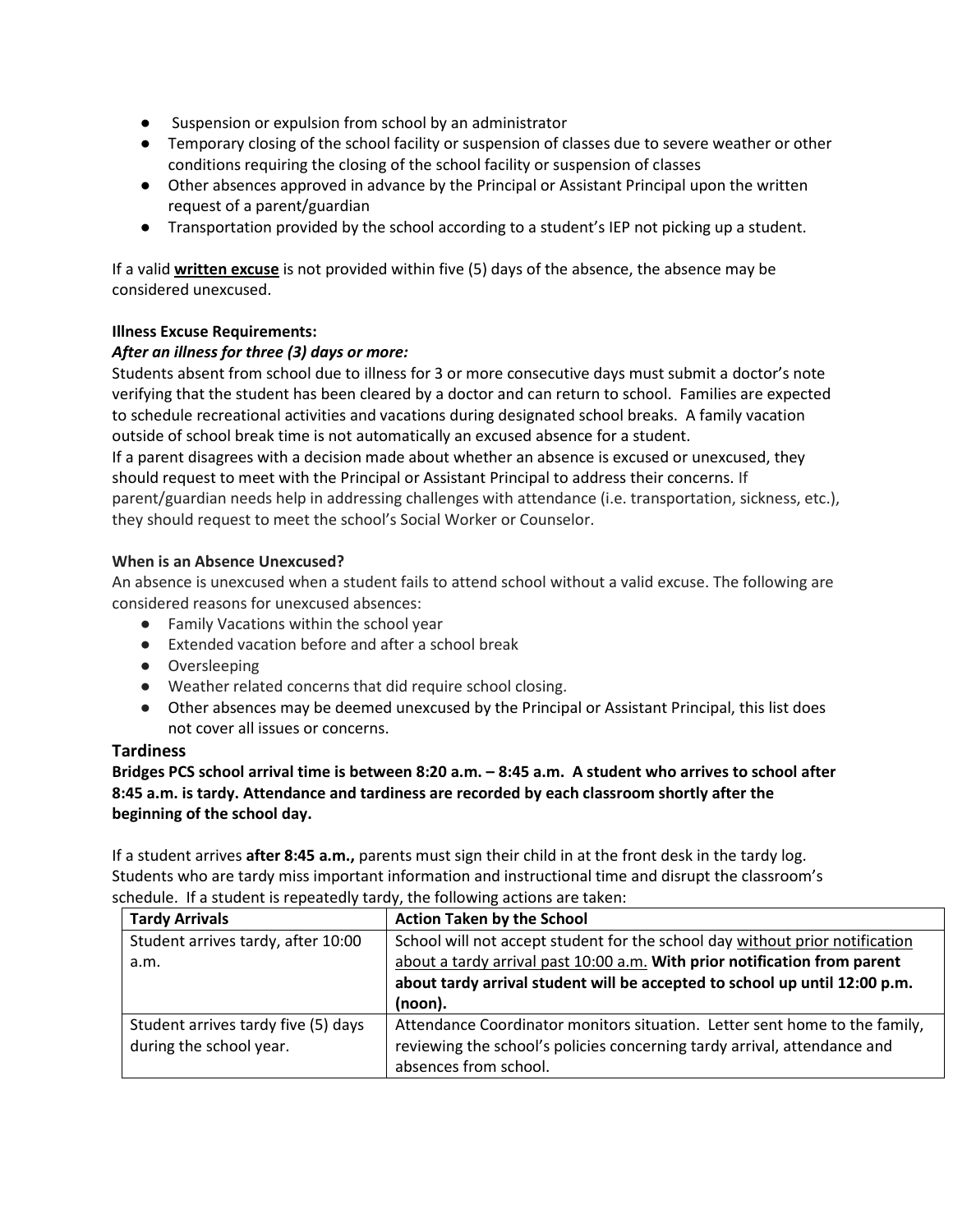- Suspension or expulsion from school by an administrator
- Temporary closing of the school facility or suspension of classes due to severe weather or other conditions requiring the closing of the school facility or suspension of classes
- Other absences approved in advance by the Principal or Assistant Principal upon the written request of a parent/guardian
- Transportation provided by the school according to a student's IEP not picking up a student.

If a valid <u>**written excuse**</u> is not provided within five (5) days of the absence, the absence may be considered unexcused.

**Illness Excuse Requirements:**

***After an illness for three (3) days or more:***

Students absent from school due to illness for 3 or more consecutive days must submit a doctor's note verifying that the student has been cleared by a doctor and can return to school. Families are expected to schedule recreational activities and vacations during designated school breaks. A family vacation outside of school break time is not automatically an excused absence for a student.

If a parent disagrees with a decision made about whether an absence is excused or unexcused, they should request to meet with the Principal or Assistant Principal to address their concerns. If parent/guardian needs help in addressing challenges with attendance (i.e. transportation, sickness, etc.), they should request to meet the school's Social Worker or Counselor.

**When is an Absence Unexcused?**

An absence is unexcused when a student fails to attend school without a valid excuse. The following are considered reasons for unexcused absences:

- Family Vacations within the school year
- Extended vacation before and after a school break
- Oversleeping
- Weather related concerns that did require school closing.
- Other absences may be deemed unexcused by the Principal or Assistant Principal, this list does not cover all issues or concerns.

## Tardiness

**Bridges PCS school arrival time is between 8:20 a.m. – 8:45 a.m. A student who arrives to school after 8:45 a.m. is tardy. Attendance and tardiness are recorded by each classroom shortly after the beginning of the school day.**

If a student arrives **after 8:45 a.m.,** parents must sign their child in at the front desk in the tardy log. Students who are tardy miss important information and instructional time and disrupt the classroom's schedule. If a student is repeatedly tardy, the following actions are taken:

| **Tardy Arrivals** | **Action Taken by the School** |
| --- | --- |
| Student arrives tardy, after 10:00 a.m. | School will not accept student for the school day <u>without prior notification about a tardy arrival past 10:00 a.m.</u> **With prior notification from parent about tardy arrival student will be accepted to school up until 12:00 p.m. (noon).** |
| Student arrives tardy five (5) days during the school year. | Attendance Coordinator monitors situation. Letter sent home to the family, reviewing the school's policies concerning tardy arrival, attendance and absences from school. |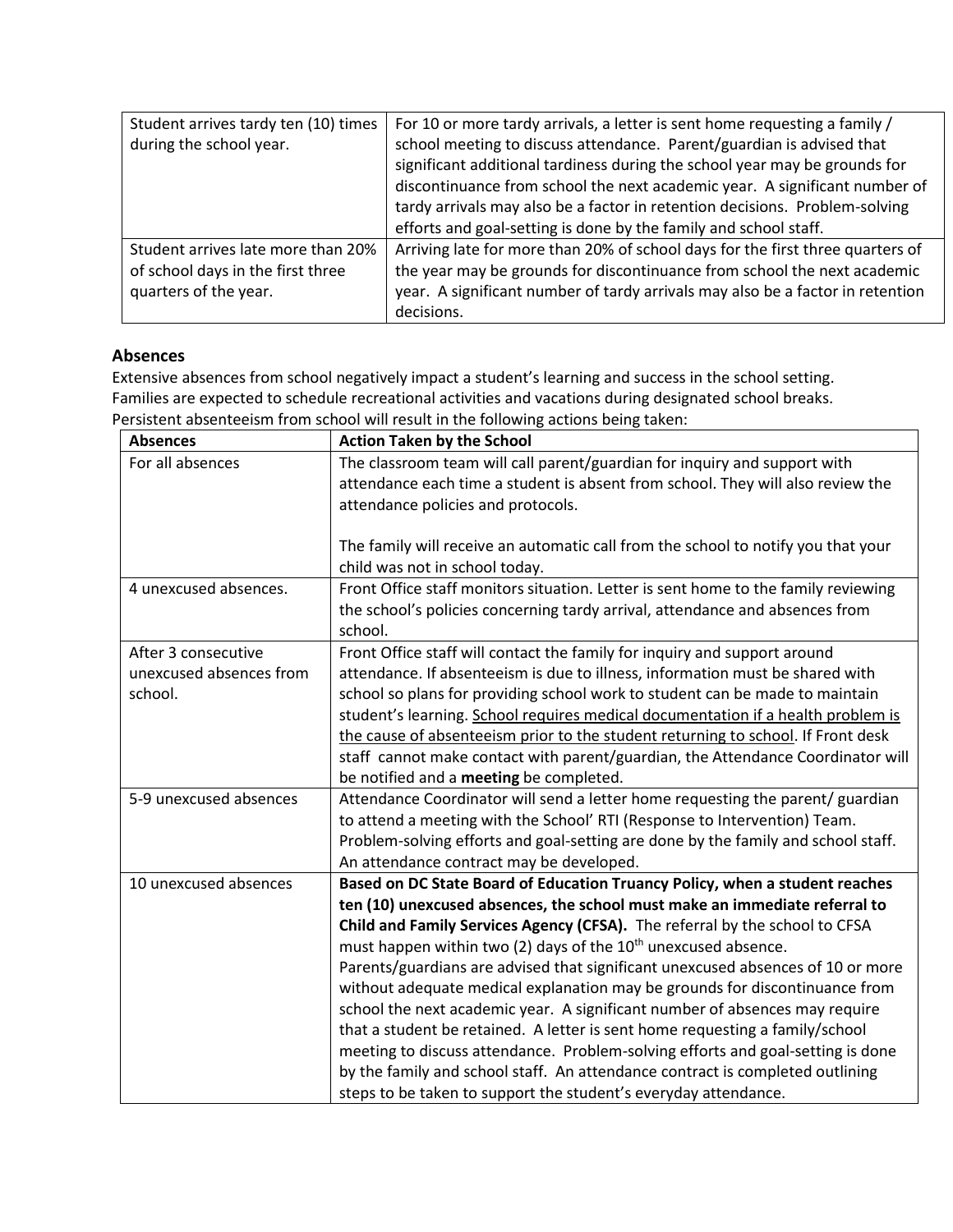| | |
|---|---|
| Student arrives tardy ten (10) times during the school year. | For 10 or more tardy arrivals, a letter is sent home requesting a family / school meeting to discuss attendance. Parent/guardian is advised that significant additional tardiness during the school year may be grounds for discontinuance from school the next academic year. A significant number of tardy arrivals may also be a factor in retention decisions. Problem-solving efforts and goal-setting is done by the family and school staff. |
| Student arrives late more than 20% of school days in the first three quarters of the year. | Arriving late for more than 20% of school days for the first three quarters of the year may be grounds for discontinuance from school the next academic year. A significant number of tardy arrivals may also be a factor in retention decisions. |

### Absences

Extensive absences from school negatively impact a student's learning and success in the school setting. Families are expected to schedule recreational activities and vacations during designated school breaks. Persistent absenteeism from school will result in the following actions being taken:

| Absences | Action Taken by the School |
|---|---|
| For all absences | The classroom team will call parent/guardian for inquiry and support with attendance each time a student is absent from school. They will also review the attendance policies and protocols.<br><br>The family will receive an automatic call from the school to notify you that your child was not in school today. |
| 4 unexcused absences. | Front Office staff monitors situation. Letter is sent home to the family reviewing the school's policies concerning tardy arrival, attendance and absences from school. |
| After 3 consecutive unexcused absences from school. | Front Office staff will contact the family for inquiry and support around attendance. If absenteeism is due to illness, information must be shared with school so plans for providing school work to student can be made to maintain student's learning. <u>School requires medical documentation if a health problem is the cause of absenteeism prior to the student returning to school</u>. If Front desk staff cannot make contact with parent/guardian, the Attendance Coordinator will be notified and a **meeting** be completed. |
| 5-9 unexcused absences | Attendance Coordinator will send a letter home requesting the parent/ guardian to attend a meeting with the School' RTI (Response to Intervention) Team. Problem-solving efforts and goal-setting are done by the family and school staff. An attendance contract may be developed. |
| 10 unexcused absences | **Based on DC State Board of Education Truancy Policy, when a student reaches ten (10) unexcused absences, the school must make an immediate referral to Child and Family Services Agency (CFSA).** The referral by the school to CFSA must happen within two (2) days of the 10th unexcused absence. Parents/guardians are advised that significant unexcused absences of 10 or more without adequate medical explanation may be grounds for discontinuance from school the next academic year. A significant number of absences may require that a student be retained. A letter is sent home requesting a family/school meeting to discuss attendance. Problem-solving efforts and goal-setting is done by the family and school staff. An attendance contract is completed outlining steps to be taken to support the student's everyday attendance. |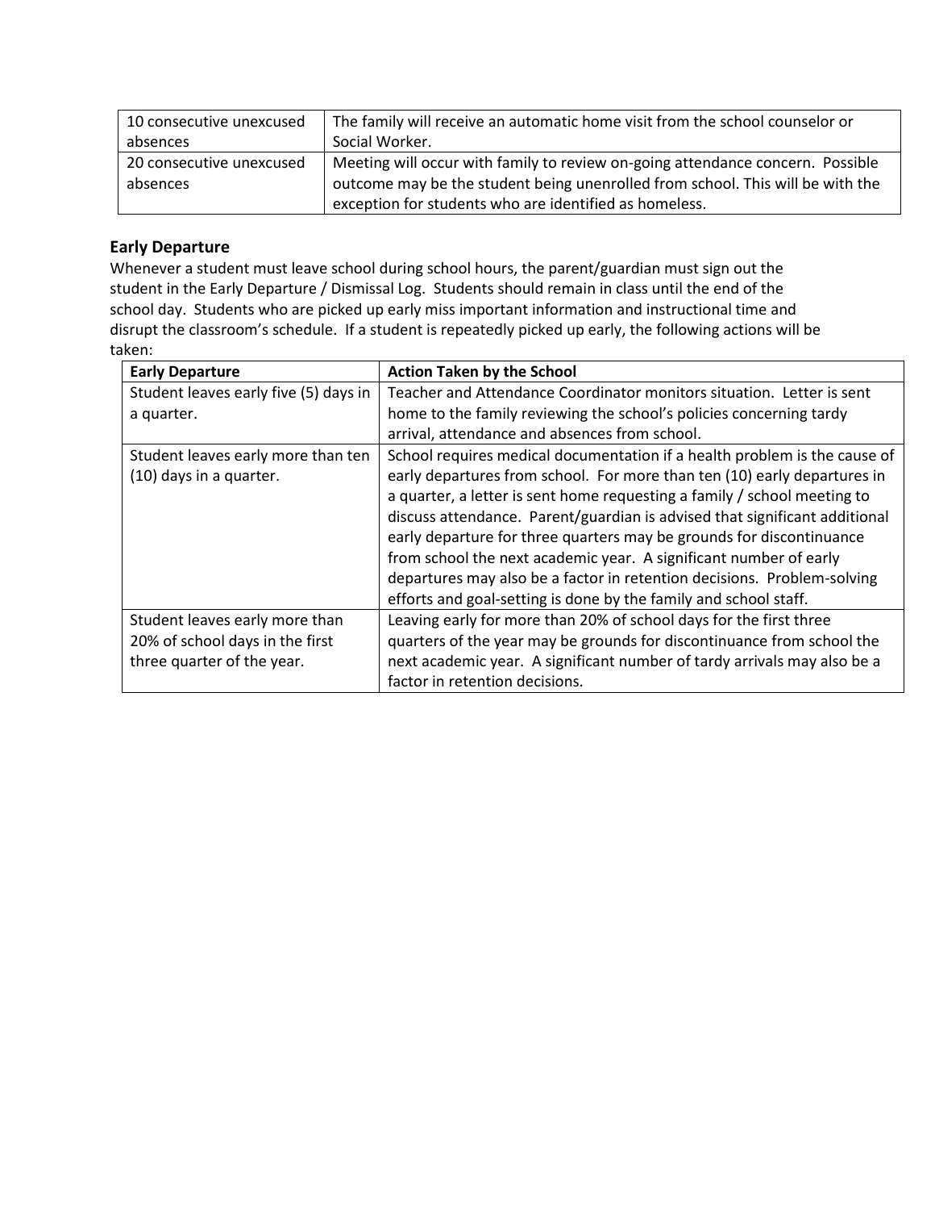| | |
|---|---|
| 10 consecutive unexcused absences | The family will receive an automatic home visit from the school counselor or Social Worker. |
| 20 consecutive unexcused absences | Meeting will occur with family to review on-going attendance concern. Possible outcome may be the student being unenrolled from school. This will be with the exception for students who are identified as homeless. |

### Early Departure

Whenever a student must leave school during school hours, the parent/guardian must sign out the student in the Early Departure / Dismissal Log. Students should remain in class until the end of the school day. Students who are picked up early miss important information and instructional time and disrupt the classroom's schedule. If a student is repeatedly picked up early, the following actions will be taken:

| Early Departure | Action Taken by the School |
|---|---|
| Student leaves early five (5) days in a quarter. | Teacher and Attendance Coordinator monitors situation. Letter is sent home to the family reviewing the school's policies concerning tardy arrival, attendance and absences from school. |
| Student leaves early more than ten (10) days in a quarter. | School requires medical documentation if a health problem is the cause of early departures from school. For more than ten (10) early departures in a quarter, a letter is sent home requesting a family / school meeting to discuss attendance. Parent/guardian is advised that significant additional early departure for three quarters may be grounds for discontinuance from school the next academic year. A significant number of early departures may also be a factor in retention decisions. Problem-solving efforts and goal-setting is done by the family and school staff. |
| Student leaves early more than 20% of school days in the first three quarter of the year. | Leaving early for more than 20% of school days for the first three quarters of the year may be grounds for discontinuance from school the next academic year. A significant number of tardy arrivals may also be a factor in retention decisions. |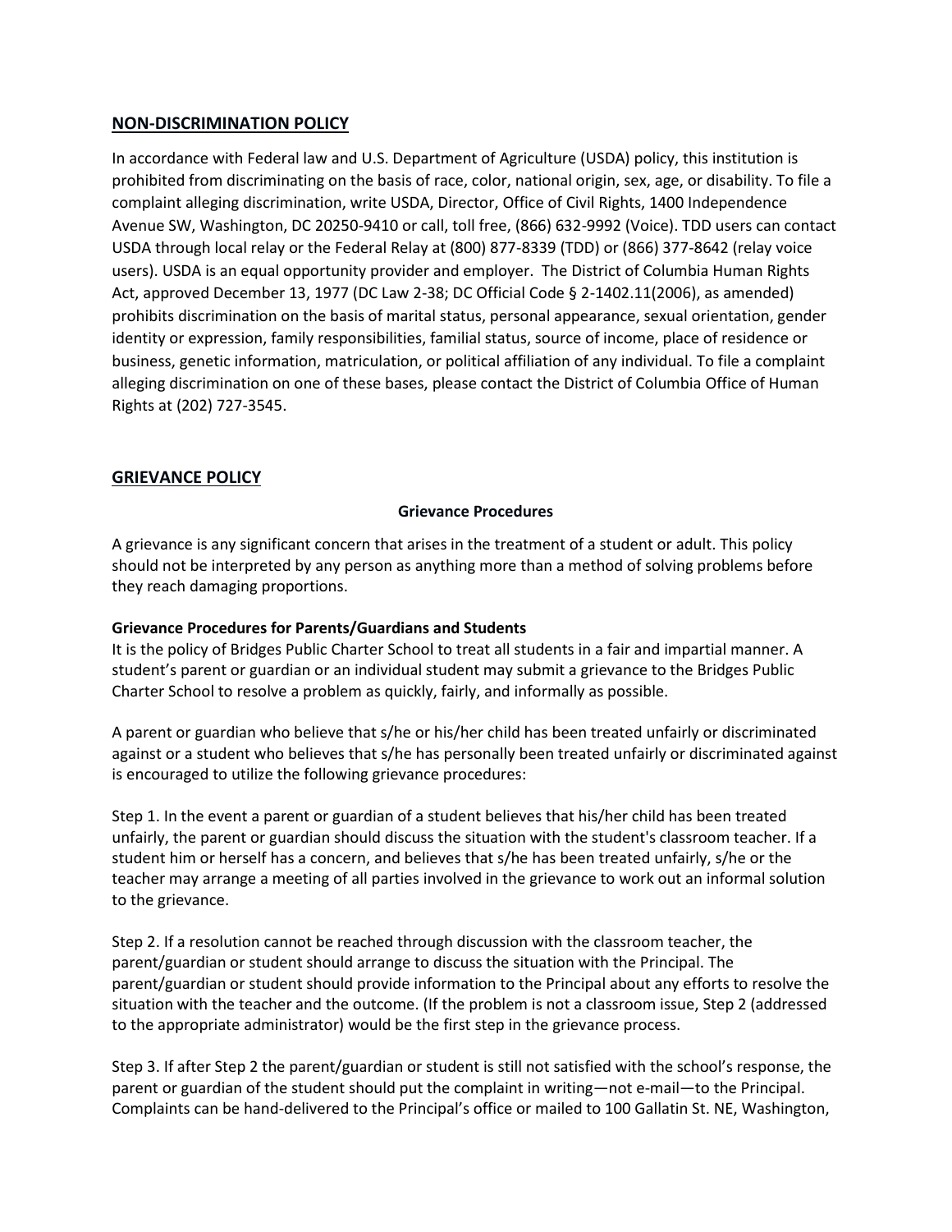## NON-DISCRIMINATION POLICY

In accordance with Federal law and U.S. Department of Agriculture (USDA) policy, this institution is prohibited from discriminating on the basis of race, color, national origin, sex, age, or disability. To file a complaint alleging discrimination, write USDA, Director, Office of Civil Rights, 1400 Independence Avenue SW, Washington, DC 20250-9410 or call, toll free, (866) 632-9992 (Voice). TDD users can contact USDA through local relay or the Federal Relay at (800) 877-8339 (TDD) or (866) 377-8642 (relay voice users). USDA is an equal opportunity provider and employer. The District of Columbia Human Rights Act, approved December 13, 1977 (DC Law 2-38; DC Official Code § 2-1402.11(2006), as amended) prohibits discrimination on the basis of marital status, personal appearance, sexual orientation, gender identity or expression, family responsibilities, familial status, source of income, place of residence or business, genetic information, matriculation, or political affiliation of any individual. To file a complaint alleging discrimination on one of these bases, please contact the District of Columbia Office of Human Rights at (202) 727-3545.

## GRIEVANCE POLICY

### Grievance Procedures

A grievance is any significant concern that arises in the treatment of a student or adult. This policy should not be interpreted by any person as anything more than a method of solving problems before they reach damaging proportions.

**Grievance Procedures for Parents/Guardians and Students**

It is the policy of Bridges Public Charter School to treat all students in a fair and impartial manner. A student's parent or guardian or an individual student may submit a grievance to the Bridges Public Charter School to resolve a problem as quickly, fairly, and informally as possible.

A parent or guardian who believe that s/he or his/her child has been treated unfairly or discriminated against or a student who believes that s/he has personally been treated unfairly or discriminated against is encouraged to utilize the following grievance procedures:

Step 1. In the event a parent or guardian of a student believes that his/her child has been treated unfairly, the parent or guardian should discuss the situation with the student's classroom teacher. If a student him or herself has a concern, and believes that s/he has been treated unfairly, s/he or the teacher may arrange a meeting of all parties involved in the grievance to work out an informal solution to the grievance.

Step 2. If a resolution cannot be reached through discussion with the classroom teacher, the parent/guardian or student should arrange to discuss the situation with the Principal. The parent/guardian or student should provide information to the Principal about any efforts to resolve the situation with the teacher and the outcome. (If the problem is not a classroom issue, Step 2 (addressed to the appropriate administrator) would be the first step in the grievance process.

Step 3. If after Step 2 the parent/guardian or student is still not satisfied with the school's response, the parent or guardian of the student should put the complaint in writing—not e-mail—to the Principal. Complaints can be hand-delivered to the Principal's office or mailed to 100 Gallatin St. NE, Washington,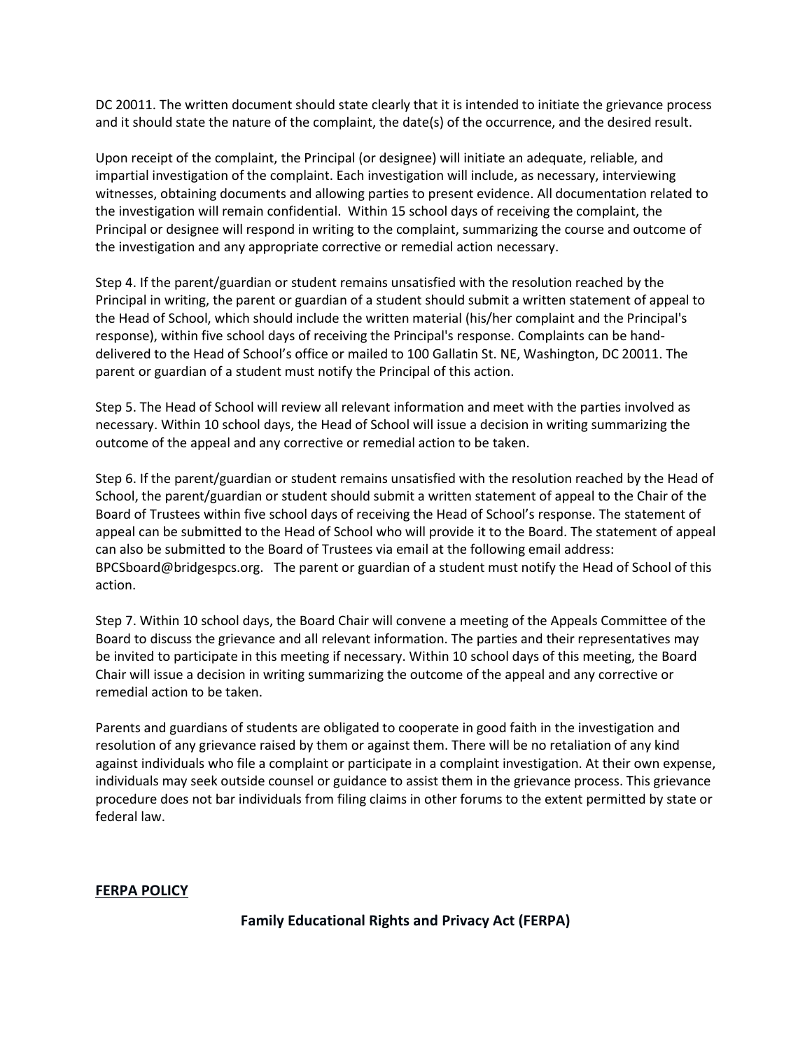DC 20011. The written document should state clearly that it is intended to initiate the grievance process and it should state the nature of the complaint, the date(s) of the occurrence, and the desired result.

Upon receipt of the complaint, the Principal (or designee) will initiate an adequate, reliable, and impartial investigation of the complaint. Each investigation will include, as necessary, interviewing witnesses, obtaining documents and allowing parties to present evidence. All documentation related to the investigation will remain confidential. Within 15 school days of receiving the complaint, the Principal or designee will respond in writing to the complaint, summarizing the course and outcome of the investigation and any appropriate corrective or remedial action necessary.

Step 4. If the parent/guardian or student remains unsatisfied with the resolution reached by the Principal in writing, the parent or guardian of a student should submit a written statement of appeal to the Head of School, which should include the written material (his/her complaint and the Principal's response), within five school days of receiving the Principal's response. Complaints can be hand-delivered to the Head of School's office or mailed to 100 Gallatin St. NE, Washington, DC 20011. The parent or guardian of a student must notify the Principal of this action.

Step 5. The Head of School will review all relevant information and meet with the parties involved as necessary. Within 10 school days, the Head of School will issue a decision in writing summarizing the outcome of the appeal and any corrective or remedial action to be taken.

Step 6. If the parent/guardian or student remains unsatisfied with the resolution reached by the Head of School, the parent/guardian or student should submit a written statement of appeal to the Chair of the Board of Trustees within five school days of receiving the Head of School's response. The statement of appeal can be submitted to the Head of School who will provide it to the Board. The statement of appeal can also be submitted to the Board of Trustees via email at the following email address: BPCSboard@bridgespcs.org. The parent or guardian of a student must notify the Head of School of this action.

Step 7. Within 10 school days, the Board Chair will convene a meeting of the Appeals Committee of the Board to discuss the grievance and all relevant information. The parties and their representatives may be invited to participate in this meeting if necessary. Within 10 school days of this meeting, the Board Chair will issue a decision in writing summarizing the outcome of the appeal and any corrective or remedial action to be taken.

Parents and guardians of students are obligated to cooperate in good faith in the investigation and resolution of any grievance raised by them or against them. There will be no retaliation of any kind against individuals who file a complaint or participate in a complaint investigation. At their own expense, individuals may seek outside counsel or guidance to assist them in the grievance process. This grievance procedure does not bar individuals from filing claims in other forums to the extent permitted by state or federal law.

## FERPA POLICY

### Family Educational Rights and Privacy Act (FERPA)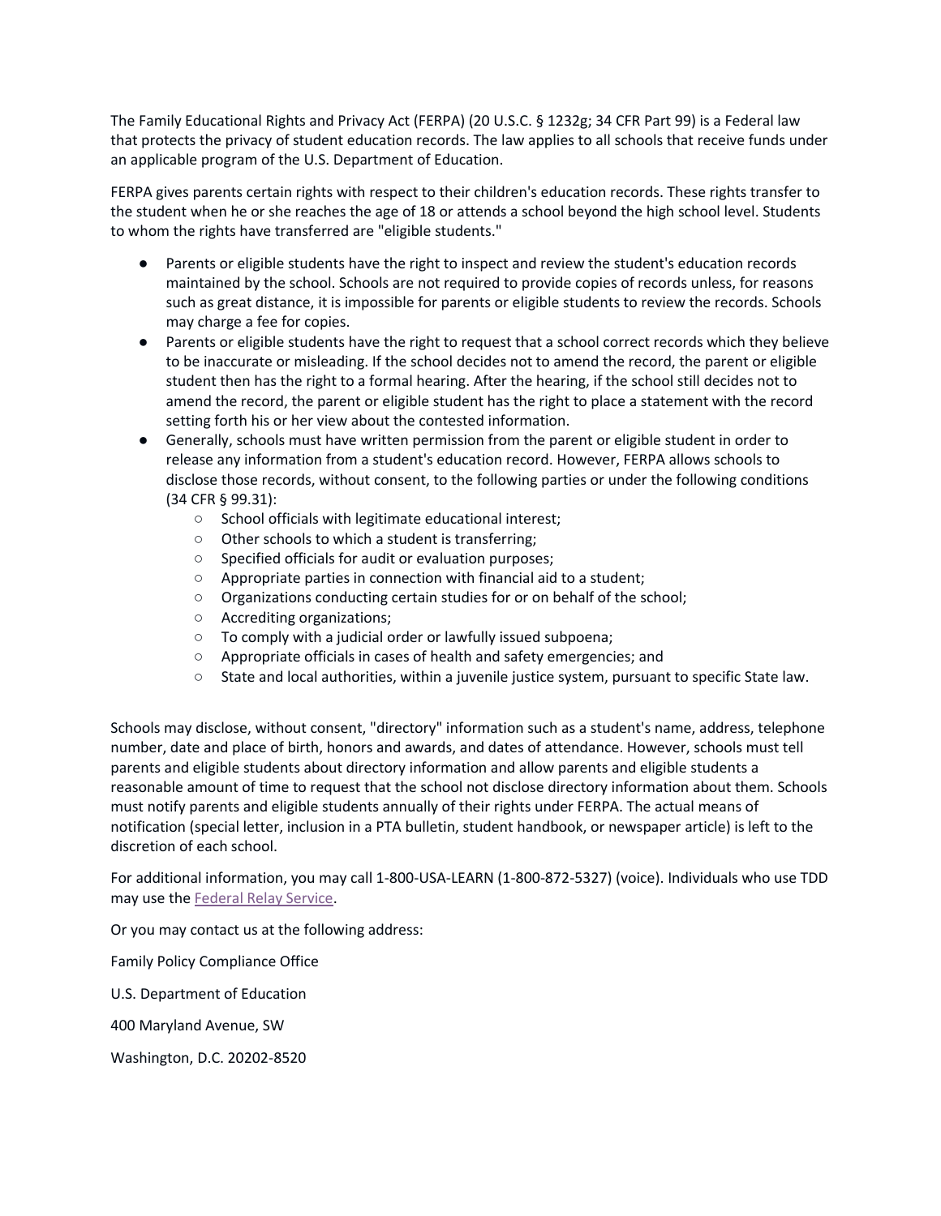The Family Educational Rights and Privacy Act (FERPA) (20 U.S.C. § 1232g; 34 CFR Part 99) is a Federal law that protects the privacy of student education records. The law applies to all schools that receive funds under an applicable program of the U.S. Department of Education.

FERPA gives parents certain rights with respect to their children's education records. These rights transfer to the student when he or she reaches the age of 18 or attends a school beyond the high school level. Students to whom the rights have transferred are "eligible students."

- Parents or eligible students have the right to inspect and review the student's education records maintained by the school. Schools are not required to provide copies of records unless, for reasons such as great distance, it is impossible for parents or eligible students to review the records. Schools may charge a fee for copies.
- Parents or eligible students have the right to request that a school correct records which they believe to be inaccurate or misleading. If the school decides not to amend the record, the parent or eligible student then has the right to a formal hearing. After the hearing, if the school still decides not to amend the record, the parent or eligible student has the right to place a statement with the record setting forth his or her view about the contested information.
- Generally, schools must have written permission from the parent or eligible student in order to release any information from a student's education record. However, FERPA allows schools to disclose those records, without consent, to the following parties or under the following conditions (34 CFR § 99.31):
  - School officials with legitimate educational interest;
  - Other schools to which a student is transferring;
  - Specified officials for audit or evaluation purposes;
  - Appropriate parties in connection with financial aid to a student;
  - Organizations conducting certain studies for or on behalf of the school;
  - Accrediting organizations;
  - To comply with a judicial order or lawfully issued subpoena;
  - Appropriate officials in cases of health and safety emergencies; and
  - State and local authorities, within a juvenile justice system, pursuant to specific State law.

Schools may disclose, without consent, "directory" information such as a student's name, address, telephone number, date and place of birth, honors and awards, and dates of attendance. However, schools must tell parents and eligible students about directory information and allow parents and eligible students a reasonable amount of time to request that the school not disclose directory information about them. Schools must notify parents and eligible students annually of their rights under FERPA. The actual means of notification (special letter, inclusion in a PTA bulletin, student handbook, or newspaper article) is left to the discretion of each school.

For additional information, you may call 1-800-USA-LEARN (1-800-872-5327) (voice). Individuals who use TDD may use the Federal Relay Service.

Or you may contact us at the following address:

Family Policy Compliance Office

U.S. Department of Education

400 Maryland Avenue, SW

Washington, D.C. 20202-8520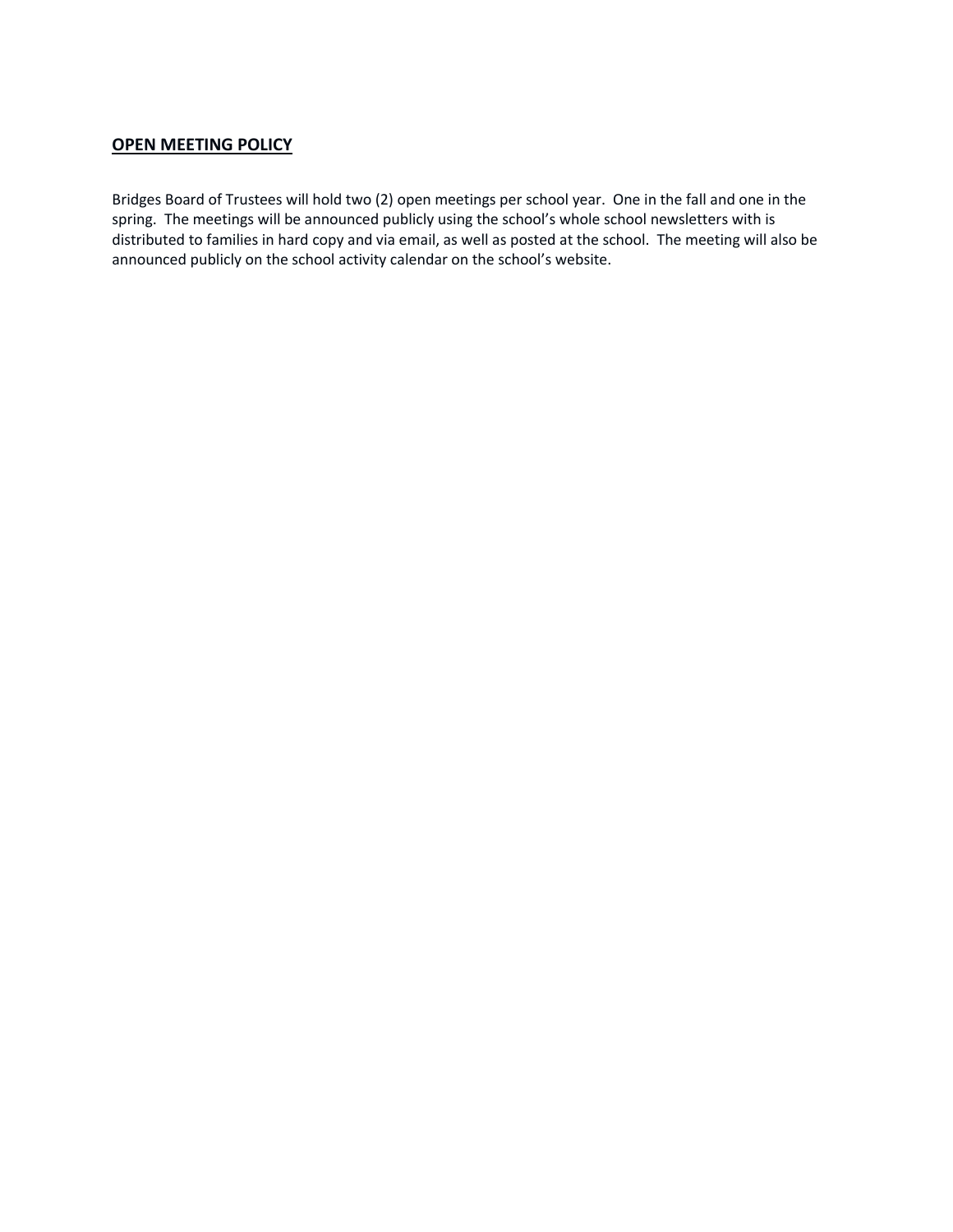## OPEN MEETING POLICY

Bridges Board of Trustees will hold two (2) open meetings per school year. One in the fall and one in the spring. The meetings will be announced publicly using the school's whole school newsletters with is distributed to families in hard copy and via email, as well as posted at the school. The meeting will also be announced publicly on the school activity calendar on the school's website.